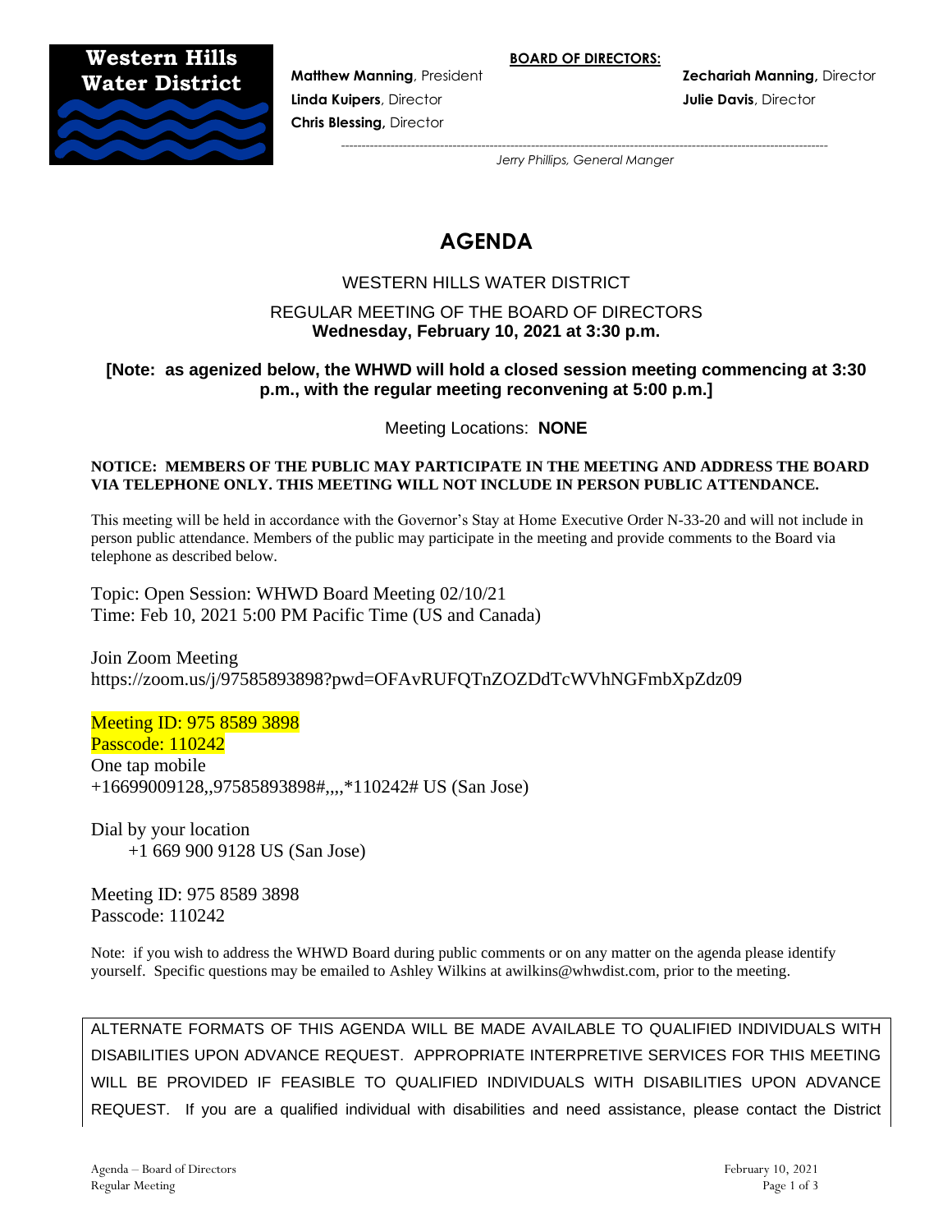**Western Hills Water District**

**BOARD OF DIRECTORS:**

**Matthew Manning**, President
**Linda Kuipers**, Director
**Chris Blessing,** Director
**Zechariah Manning,** Director
**Julie Davis**, Director

*Jerry Phillips, General Manger*

# AGENDA

WESTERN HILLS WATER DISTRICT

REGULAR MEETING OF THE BOARD OF DIRECTORS
**Wednesday, February 10, 2021 at 3:30 p.m.**

**[Note: as agenized below, the WHWD will hold a closed session meeting commencing at 3:30 p.m., with the regular meeting reconvening at 5:00 p.m.]**

Meeting Locations: **NONE**

**NOTICE: MEMBERS OF THE PUBLIC MAY PARTICIPATE IN THE MEETING AND ADDRESS THE BOARD VIA TELEPHONE ONLY. THIS MEETING WILL NOT INCLUDE IN PERSON PUBLIC ATTENDANCE.**

This meeting will be held in accordance with the Governor's Stay at Home Executive Order N-33-20 and will not include in person public attendance. Members of the public may participate in the meeting and provide comments to the Board via telephone as described below.

Topic: Open Session: WHWD Board Meeting 02/10/21
Time: Feb 10, 2021 5:00 PM Pacific Time (US and Canada)

Join Zoom Meeting
https://zoom.us/j/97585893898?pwd=OFAvRUFQTnZOZDdTcWVhNGFmbXpZdz09

Meeting ID: 975 8589 3898
Passcode: 110242
One tap mobile
+16699009128,,97585893898#,,,,*110242# US (San Jose)

Dial by your location
+1 669 900 9128 US (San Jose)

Meeting ID: 975 8589 3898
Passcode: 110242

Note: if you wish to address the WHWD Board during public comments or on any matter on the agenda please identify yourself. Specific questions may be emailed to Ashley Wilkins at awilkins@whwdist.com, prior to the meeting.

ALTERNATE FORMATS OF THIS AGENDA WILL BE MADE AVAILABLE TO QUALIFIED INDIVIDUALS WITH DISABILITIES UPON ADVANCE REQUEST. APPROPRIATE INTERPRETIVE SERVICES FOR THIS MEETING WILL BE PROVIDED IF FEASIBLE TO QUALIFIED INDIVIDUALS WITH DISABILITIES UPON ADVANCE REQUEST. If you are a qualified individual with disabilities and need assistance, please contact the District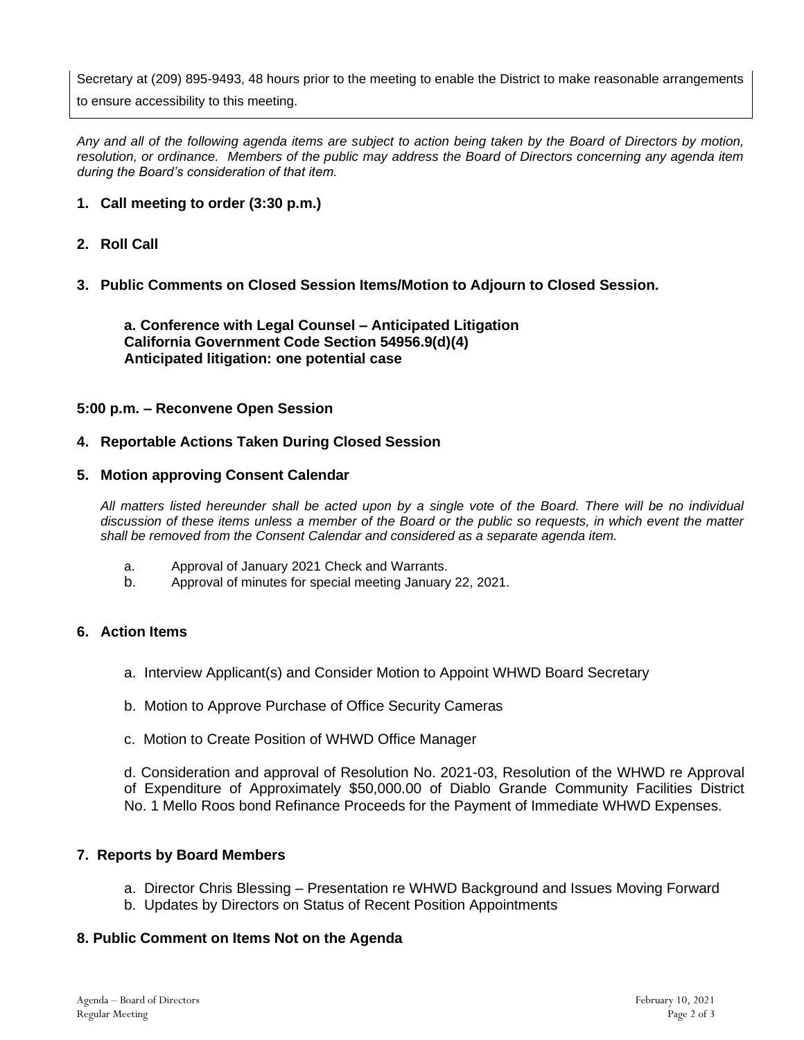Secretary at (209) 895-9493, 48 hours prior to the meeting to enable the District to make reasonable arrangements to ensure accessibility to this meeting.

*Any and all of the following agenda items are subject to action being taken by the Board of Directors by motion, resolution, or ordinance. Members of the public may address the Board of Directors concerning any agenda item during the Board's consideration of that item.*

**1. Call meeting to order (3:30 p.m.)**

**2. Roll Call**

**3. Public Comments on Closed Session Items/Motion to Adjourn to Closed Session.**

**a. Conference with Legal Counsel – Anticipated Litigation**
**California Government Code Section 54956.9(d)(4)**
**Anticipated litigation: one potential case**

**5:00 p.m. – Reconvene Open Session**

**4. Reportable Actions Taken During Closed Session**

**5. Motion approving Consent Calendar**

*All matters listed hereunder shall be acted upon by a single vote of the Board. There will be no individual discussion of these items unless a member of the Board or the public so requests, in which event the matter shall be removed from the Consent Calendar and considered as a separate agenda item.*

a. Approval of January 2021 Check and Warrants.
b. Approval of minutes for special meeting January 22, 2021.

**6. Action Items**

a. Interview Applicant(s) and Consider Motion to Appoint WHWD Board Secretary

b. Motion to Approve Purchase of Office Security Cameras

c. Motion to Create Position of WHWD Office Manager

d. Consideration and approval of Resolution No. 2021-03, Resolution of the WHWD re Approval of Expenditure of Approximately $50,000.00 of Diablo Grande Community Facilities District No. 1 Mello Roos bond Refinance Proceeds for the Payment of Immediate WHWD Expenses.

**7. Reports by Board Members**

a. Director Chris Blessing – Presentation re WHWD Background and Issues Moving Forward
b. Updates by Directors on Status of Recent Position Appointments

**8. Public Comment on Items Not on the Agenda**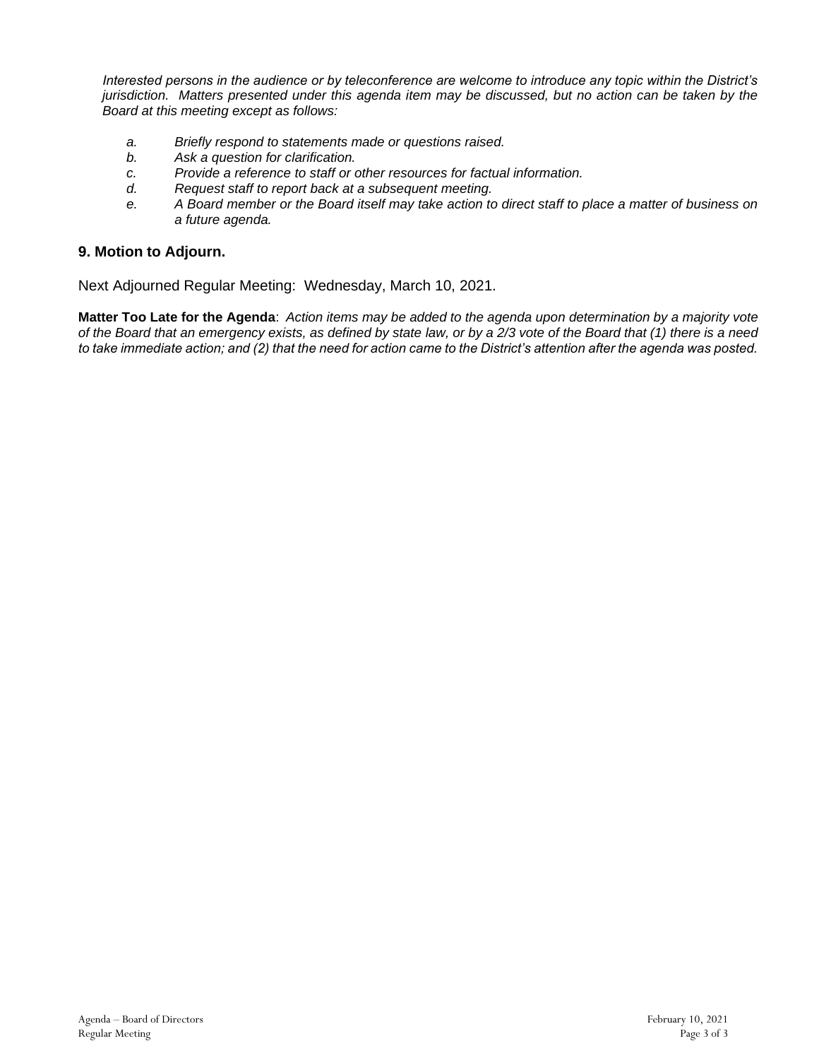*Interested persons in the audience or by teleconference are welcome to introduce any topic within the District's jurisdiction. Matters presented under this agenda item may be discussed, but no action can be taken by the Board at this meeting except as follows:*

- *a. Briefly respond to statements made or questions raised.*
- *b. Ask a question for clarification.*
- *c. Provide a reference to staff or other resources for factual information.*
- *d. Request staff to report back at a subsequent meeting.*
- *e. A Board member or the Board itself may take action to direct staff to place a matter of business on a future agenda.*

## 9. Motion to Adjourn.

Next Adjourned Regular Meeting: Wednesday, March 10, 2021.

**Matter Too Late for the Agenda**: *Action items may be added to the agenda upon determination by a majority vote of the Board that an emergency exists, as defined by state law, or by a 2/3 vote of the Board that (1) there is a need to take immediate action; and (2) that the need for action came to the District's attention after the agenda was posted.*